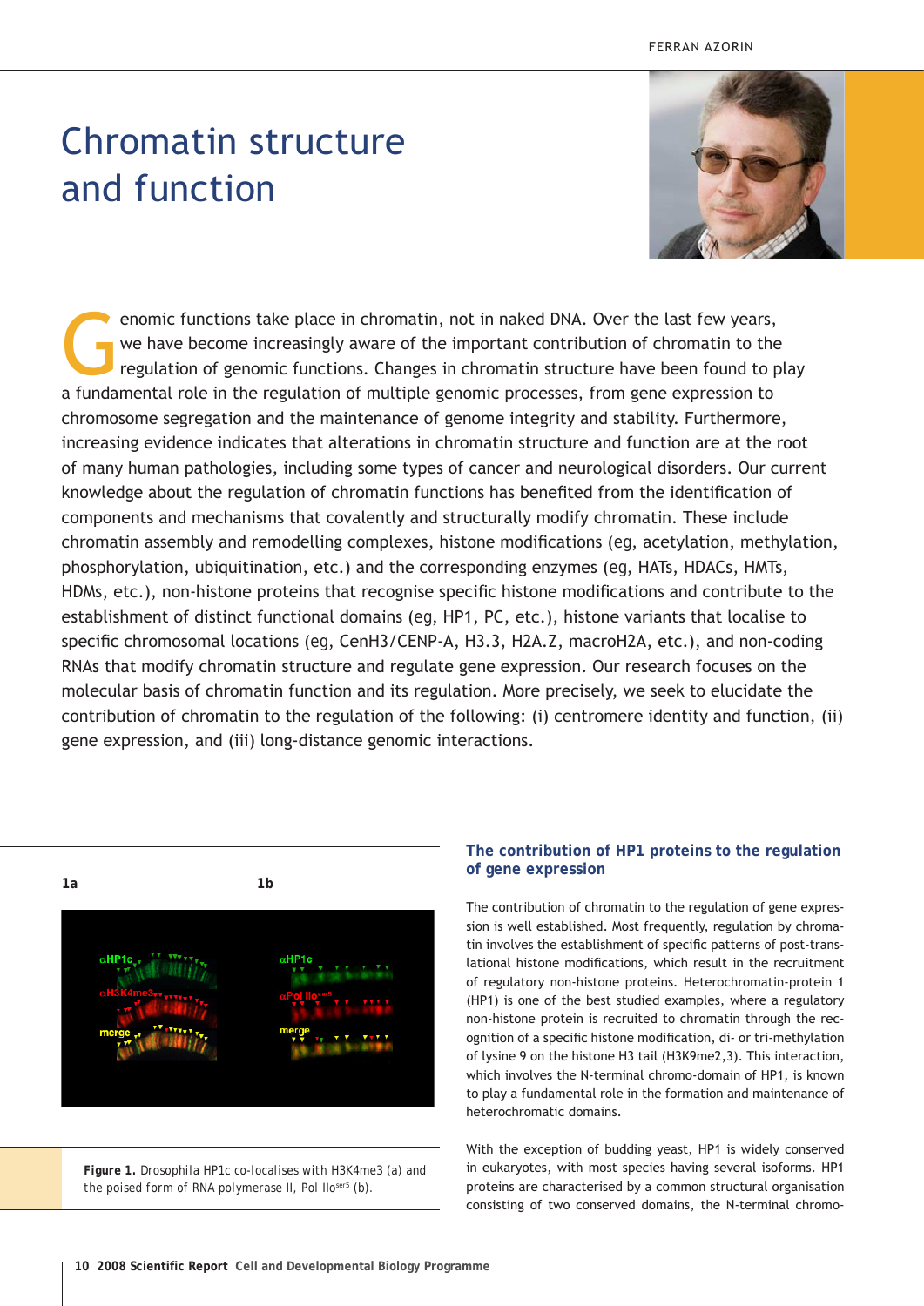FERRAN AZORIN

# Chromatin structure and function

Genomic functions take place in chromatin, not in naked DNA. Over the last few years, we have become increasingly aware of the important contribution of chromatin to the regulation of genomic functions. Changes in chromatin structure have been found to play a fundamental role in the regulation of multiple genomic processes, from gene expression to chromosome segregation and the maintenance of genome integrity and stability. Furthermore, increasing evidence indicates that alterations in chromatin structure and function are at the root of many human pathologies, including some types of cancer and neurological disorders. Our current knowledge about the regulation of chromatin functions has benefited from the identification of components and mechanisms that covalently and structurally modify chromatin. These include chromatin assembly and remodelling complexes, histone modifications (eg, acetylation, methylation, phosphorylation, ubiquitination, etc.) and the corresponding enzymes (eg, HATs, HDACs, HMTs, HDMs, etc.), non-histone proteins that recognise specific histone modifications and contribute to the establishment of distinct functional domains (eg, HP1, PC, etc.), histone variants that localise to specific chromosomal locations (eg, CenH3/CENP-A, H3.3, H2A.Z, macroH2A, etc.), and non-coding RNAs that modify chromatin structure and regulate gene expression. Our research focuses on the molecular basis of chromatin function and its regulation. More precisely, we seek to elucidate the contribution of chromatin to the regulation of the following: (i) centromere identity and function, (ii) gene expression, and (iii) long-distance genomic interactions.

**Figure 1.** *Drosophila* HP1c co-localises with H3K4me3 (a) and the poised form of RNA polymerase II, Pol IIo$^{ser5}$ (b).

## The contribution of HP1 proteins to the regulation of gene expression

The contribution of chromatin to the regulation of gene expression is well established. Most frequently, regulation by chromatin involves the establishment of specific patterns of post-translational histone modifications, which result in the recruitment of regulatory non-histone proteins. Heterochromatin-protein 1 (HP1) is one of the best studied examples, where a regulatory non-histone protein is recruited to chromatin through the recognition of a specific histone modification, di- or tri-methylation of lysine 9 on the histone H3 tail (H3K9me2,3). This interaction, which involves the N-terminal chromo-domain of HP1, is known to play a fundamental role in the formation and maintenance of heterochromatic domains.

With the exception of budding yeast, HP1 is widely conserved in eukaryotes, with most species having several isoforms. HP1 proteins are characterised by a common structural organisation consisting of two conserved domains, the N-terminal chromo-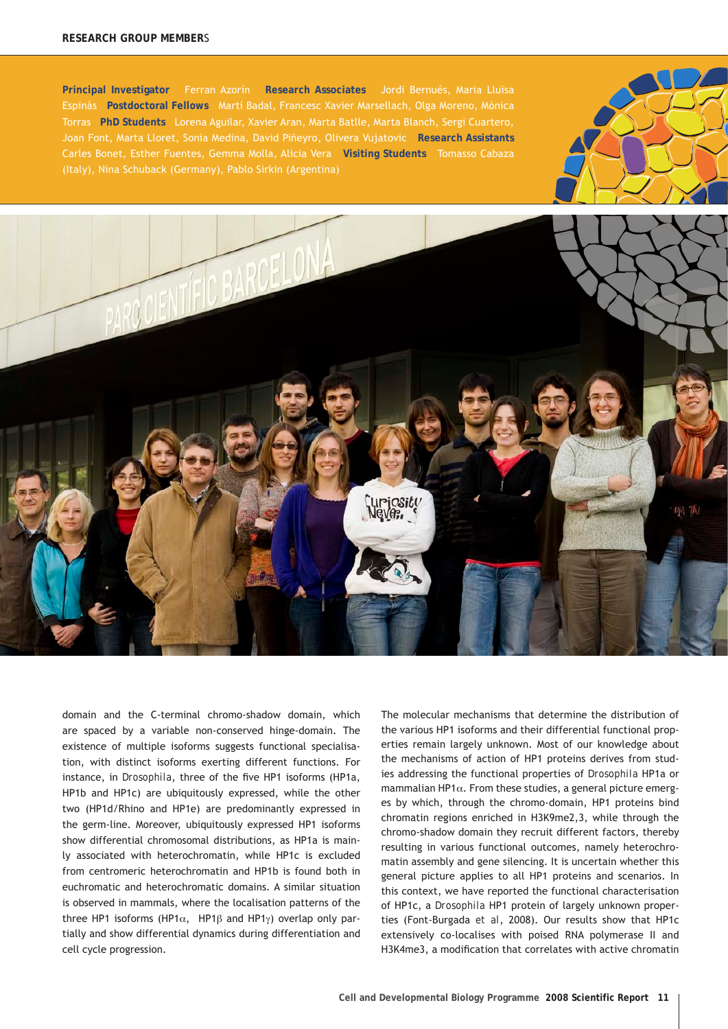## RESEARCH GROUP MEMBERS

**Principal Investigator** Ferran Azorín **Research Associates** Jordi Bernués, Maria Lluïsa Espinàs **Postdoctoral Fellows** Martí Badal, Francesc Xavier Marsellach, Olga Moreno, Mònica Torras **PhD Students** Lorena Aguilar, Xavier Aran, Marta Batlle, Marta Blanch, Sergi Cuartero, Joan Font, Marta Lloret, Sonia Medina, David Piñeyro, Olivera Vujatovic **Research Assistants** Carles Bonet, Esther Fuentes, Gemma Molla, Alicia Vera **Visiting Students** Tomasso Cabaza (Italy), Nina Schuback (Germany), Pablo Sirkin (Argentina)

domain and the C-terminal chromo-shadow domain, which are spaced by a variable non-conserved hinge-domain. The existence of multiple isoforms suggests functional specialisation, with distinct isoforms exerting different functions. For instance, in *Drosophila*, three of the five HP1 isoforms (HP1a, HP1b and HP1c) are ubiquitously expressed, while the other two (HP1d/Rhino and HP1e) are predominantly expressed in the germ-line. Moreover, ubiquitously expressed HP1 isoforms show differential chromosomal distributions, as HP1a is mainly associated with heterochromatin, while HP1c is excluded from centromeric heterochromatin and HP1b is found both in euchromatic and heterochromatic domains. A similar situation is observed in mammals, where the localisation patterns of the three HP1 isoforms (HP1$\alpha$, HP1$\beta$ and HP1$\gamma$) overlap only partially and show differential dynamics during differentiation and cell cycle progression.

The molecular mechanisms that determine the distribution of the various HP1 isoforms and their differential functional properties remain largely unknown. Most of our knowledge about the mechanisms of action of HP1 proteins derives from studies addressing the functional properties of *Drosophila* HP1a or mammalian HP1$\alpha$. From these studies, a general picture emerges by which, through the chromo-domain, HP1 proteins bind chromatin regions enriched in H3K9me2,3, while through the chromo-shadow domain they recruit different factors, thereby resulting in various functional outcomes, namely heterochromatin assembly and gene silencing. It is uncertain whether this general picture applies to all HP1 proteins and scenarios. In this context, we have reported the functional characterisation of HP1c, a *Drosophila* HP1 protein of largely unknown properties (Font-Burgada *et al*, 2008). Our results show that HP1c extensively co-localises with poised RNA polymerase II and H3K4me3, a modification that correlates with active chromatin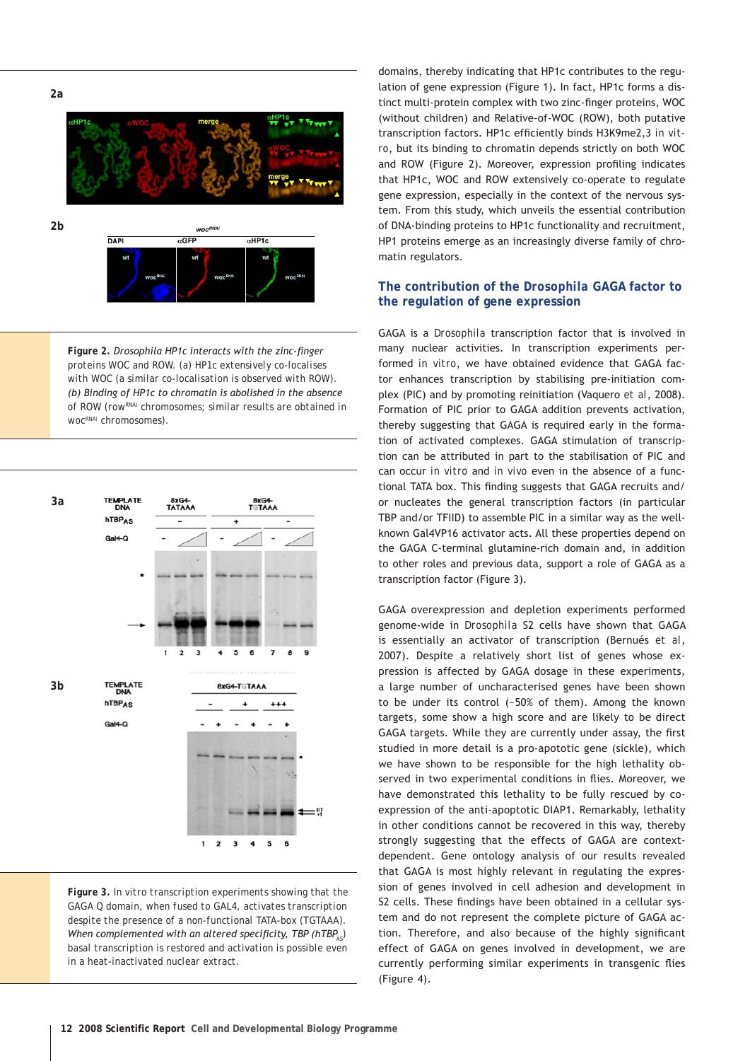**Figure 2.** *Drosophila HP1c interacts with the zinc-finger* proteins WOC and ROW. (a) HP1c extensively co-localises with WOC (a similar co-localisation is observed with ROW). *(b) Binding of HP1c to chromatin is abolished in the absence* of ROW (row[RNAi] chromosomes; similar results are obtained in woc[RNAi] chromosomes).

**Figure 3.** In vitro transcription experiments showing that the GAGA Q domain, when fused to GAL4, activates transcription despite the presence of a non-functional TATA-box (TGTAAA). *When complemented with an altered specificity, TBP ($hTBP_{AS}$)* basal transcription is restored and activation is possible even in a heat-inactivated nuclear extract.

domains, thereby indicating that HP1c contributes to the regulation of gene expression (Figure 1). In fact, HP1c forms a distinct multi-protein complex with two zinc-finger proteins, WOC (without children) and Relative-of-WOC (ROW), both putative transcription factors. HP1c efficiently binds H3K9me2,3 in vitro, but its binding to chromatin depends strictly on both WOC and ROW (Figure 2). Moreover, expression profiling indicates that HP1c, WOC and ROW extensively co-operate to regulate gene expression, especially in the context of the nervous system. From this study, which unveils the essential contribution of DNA-binding proteins to HP1c functionality and recruitment, HP1 proteins emerge as an increasingly diverse family of chromatin regulators.

## The contribution of the Drosophila GAGA factor to the regulation of gene expression

GAGA is a Drosophila transcription factor that is involved in many nuclear activities. In transcription experiments performed in vitro, we have obtained evidence that GAGA factor enhances transcription by stabilising pre-initiation complex (PIC) and by promoting reinitiation (Vaquero et al, 2008). Formation of PIC prior to GAGA addition prevents activation, thereby suggesting that GAGA is required early in the formation of activated complexes. GAGA stimulation of transcription can be attributed in part to the stabilisation of PIC and can occur in vitro and in vivo even in the absence of a functional TATA box. This finding suggests that GAGA recruits and/or nucleates the general transcription factors (in particular TBP and/or TFIID) to assemble PIC in a similar way as the well-known Gal4VP16 activator acts. All these properties depend on the GAGA C-terminal glutamine-rich domain and, in addition to other roles and previous data, support a role of GAGA as a transcription factor (Figure 3).

GAGA overexpression and depletion experiments performed genome-wide in Drosophila S2 cells have shown that GAGA is essentially an activator of transcription (Bernués et al, 2007). Despite a relatively short list of genes whose expression is affected by GAGA dosage in these experiments, a large number of uncharacterised genes have been shown to be under its control (~50% of them). Among the known targets, some show a high score and are likely to be direct GAGA targets. While they are currently under assay, the first studied in more detail is a pro-apotopic gene (sickle), which we have shown to be responsible for the high lethality observed in two experimental conditions in flies. Moreover, we have demonstrated this lethality to be fully rescued by co-expression of the anti-apoptotic DIAP1. Remarkably, lethality in other conditions cannot be recovered in this way, thereby strongly suggesting that the effects of GAGA are context-dependent. Gene ontology analysis of our results revealed that GAGA is most highly relevant in regulating the expression of genes involved in cell adhesion and development in S2 cells. These findings have been obtained in a cellular system and do not represent the complete picture of GAGA action. Therefore, and also because of the highly significant effect of GAGA on genes involved in development, we are currently performing similar experiments in transgenic flies (Figure 4).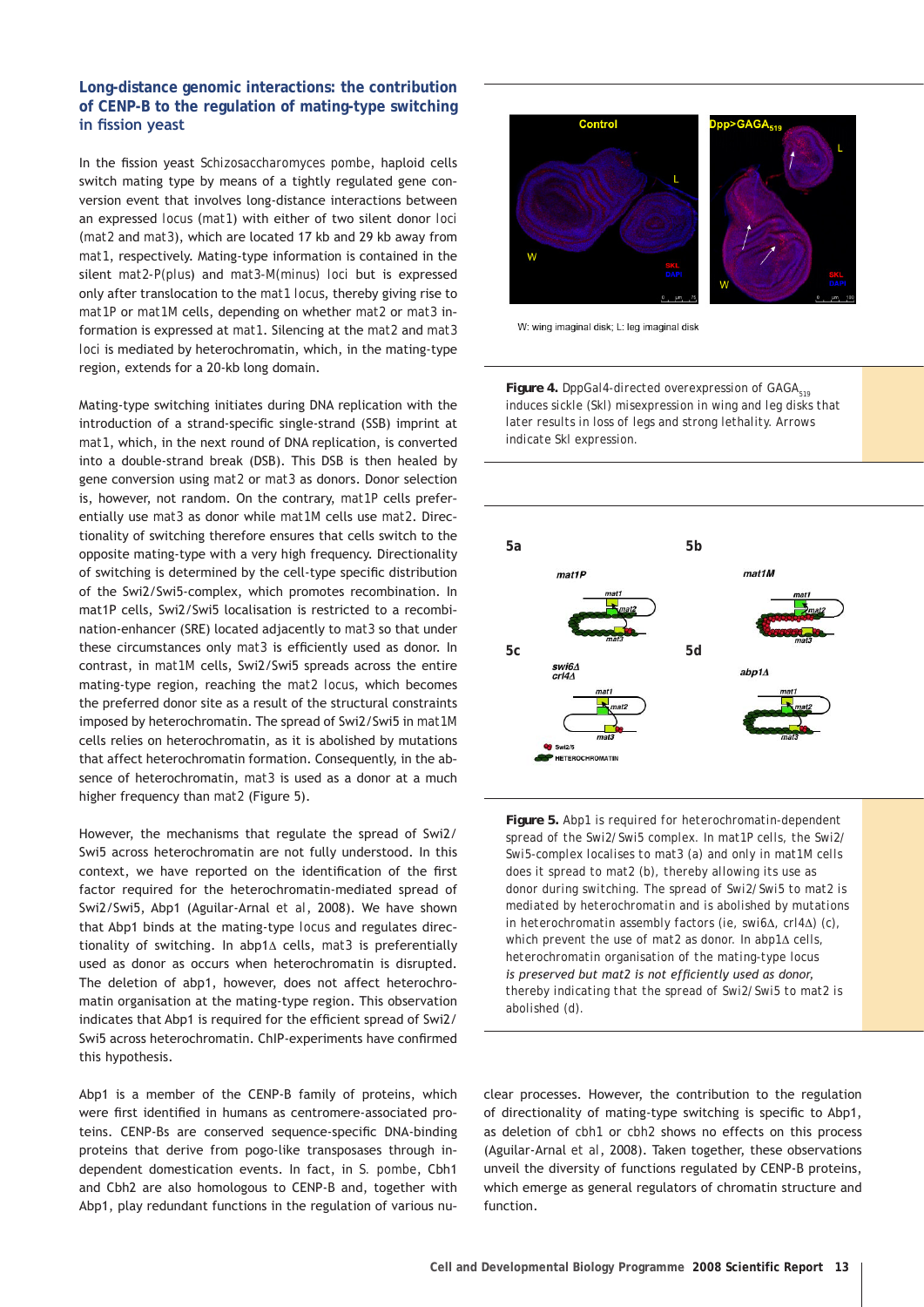## Long-distance genomic interactions: the contribution of CENP-B to the regulation of mating-type switching in fission yeast

In the fission yeast Schizosaccharomyces pombe, haploid cells switch mating type by means of a tightly regulated gene conversion event that involves long-distance interactions between an expressed locus (mat1) with either of two silent donor loci (mat2 and mat3), which are located 17 kb and 29 kb away from mat1, respectively. Mating-type information is contained in the silent mat2-P(plus) and mat3-M(minus) loci but is expressed only after translocation to the mat1 locus, thereby giving rise to mat1P or mat1M cells, depending on whether mat2 or mat3 information is expressed at mat1. Silencing at the mat2 and mat3 loci is mediated by heterochromatin, which, in the mating-type region, extends for a 20-kb long domain.

Mating-type switching initiates during DNA replication with the introduction of a strand-specific single-strand (SSB) imprint at mat1, which, in the next round of DNA replication, is converted into a double-strand break (DSB). This DSB is then healed by gene conversion using mat2 or mat3 as donors. Donor selection is, however, not random. On the contrary, mat1P cells preferentially use mat3 as donor while mat1M cells use mat2. Directionality of switching therefore ensures that cells switch to the opposite mating-type with a very high frequency. Directionality of switching is determined by the cell-type specific distribution of the Swi2/Swi5-complex, which promotes recombination. In mat1P cells, Swi2/Swi5 localisation is restricted to a recombination-enhancer (SRE) located adjacently to mat3 so that under these circumstances only mat3 is efficiently used as donor. In contrast, in mat1M cells, Swi2/Swi5 spreads across the entire mating-type region, reaching the mat2 locus, which becomes the preferred donor site as a result of the structural constraints imposed by heterochromatin. The spread of Swi2/Swi5 in mat1M cells relies on heterochromatin, as it is abolished by mutations that affect heterochromatin formation. Consequently, in the absence of heterochromatin, mat3 is used as a donor at a much higher frequency than mat2 (Figure 5).

However, the mechanisms that regulate the spread of Swi2/Swi5 across heterochromatin are not fully understood. In this context, we have reported on the identification of the first factor required for the heterochromatin-mediated spread of Swi2/Swi5, Abp1 (Aguilar-Arnal et al, 2008). We have shown that Abp1 binds at the mating-type locus and regulates directionality of switching. In abp1Δ cells, mat3 is preferentially used as donor as occurs when heterochromatin is disrupted. The deletion of abp1, however, does not affect heterochromatin organisation at the mating-type region. This observation indicates that Abp1 is required for the efficient spread of Swi2/Swi5 across heterochromatin. ChIP-experiments have confirmed this hypothesis.

Abp1 is a member of the CENP-B family of proteins, which were first identified in humans as centromere-associated proteins. CENP-Bs are conserved sequence-specific DNA-binding proteins that derive from pogo-like transposases through independent domestication events. In fact, in S. pombe, Cbh1 and Cbh2 are also homologous to CENP-B and, together with Abp1, play redundant functions in the regulation of various nuclear processes. However, the contribution to the regulation of directionality of mating-type switching is specific to Abp1, as deletion of cbh1 or cbh2 shows no effects on this process (Aguilar-Arnal et al, 2008). Taken together, these observations unveil the diversity of functions regulated by CENP-B proteins, which emerge as general regulators of chromatin structure and function.

W: wing imaginal disk; L: leg imaginal disk

**Figure 4.** DppGal4-directed overexpression of $GAGA_{519}$ induces sickle (Skl) misexpression in wing and leg disks that later results in loss of legs and strong lethality. Arrows indicate Skl expression.

**Figure 5.** Abp1 is required for heterochromatin-dependent spread of the Swi2/Swi5 complex. In mat1P cells, the Swi2/Swi5-complex localises to mat3 (a) and only in mat1M cells does it spread to mat2 (b), thereby allowing its use as donor during switching. The spread of Swi2/Swi5 to mat2 is mediated by heterochromatin and is abolished by mutations in heterochromatin assembly factors (ie, swi6Δ, crl4Δ) (c), which prevent the use of mat2 as donor. In abp1Δ cells, heterochromatin organisation of the mating-type locus *is preserved but mat2 is not efficiently used as donor,* thereby indicating that the spread of Swi2/Swi5 to mat2 is abolished (d).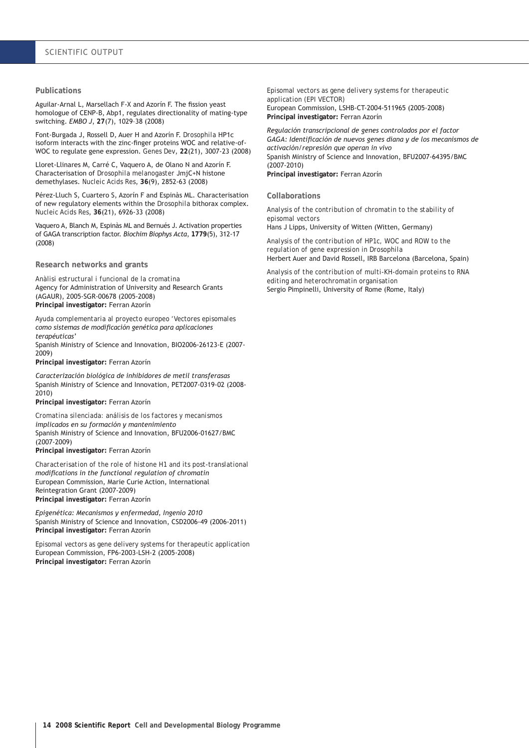### Publications

Aguilar-Arnal L, Marsellach F-X and Azorín F. The fission yeast homologue of CENP-B, Abp1, regulates directionality of mating-type switching. *EMBO J*, **27**(7), 1029–38 (2008)

Font-Burgada J, Rossell D, Auer H and Azorín F. *Drosophila* HP1c isoform interacts with the zinc-finger proteins WOC and relative-of-WOC to regulate gene expression. *Genes Dev*, **22**(21), 3007-23 (2008)

Lloret-Llinares M, Carré C, Vaquero A, de Olano N and Azorín F. Characterisation of *Drosophila melanogaster* JmjC+N histone demethylases. *Nucleic Acids Res*, **36**(9), 2852-63 (2008)

Pérez-Lluch S, Cuartero S, Azorín F and Espinàs ML. Characterisation of new regulatory elements within the *Drosophila* bithorax complex. *Nucleic Acids Res*, **36**(21), 6926-33 (2008)

Vaquero A, Blanch M, Espinàs ML and Bernués J. Activation properties of GAGA transcription factor. *Biochim Biophys Acta*, **1779**(5), 312-17 (2008)

### Research networks and grants

*Anàlisi estructural i funcional de la cromatina*
Agency for Administration of University and Research Grants (AGAUR), 2005-SGR-00678 (2005-2008)
**Principal investigator:** Ferran Azorín

*Ayuda complementaria al proyecto europeo 'Vectores episomales como sistemas de modificación genética para aplicaciones terapéuticas'*
Spanish Ministry of Science and Innovation, BIO2006-26123-E (2007-2009)
**Principal investigator:** Ferran Azorín

*Caracterización biológica de inhibidores de metil transferasas*
Spanish Ministry of Science and Innovation, PET2007-0319-02 (2008-2010)
**Principal investigator:** Ferran Azorín

*Cromatina silenciada: análisis de los factores y mecanismos implicados en su formación y mantenimiento*
Spanish Ministry of Science and Innovation, BFU2006-01627/BMC (2007-2009)
**Principal investigator:** Ferran Azorín

*Characterisation of the role of histone H1 and its post-translational modifications in the functional regulation of chromatin*
European Commission, Marie Curie Action, International Reintegration Grant (2007-2009)
**Principal investigator:** Ferran Azorín

*Epigenética: Mecanismos y enfermedad, Ingenio 2010*
Spanish Ministry of Science and Innovation, CSD2006-49 (2006-2011)
**Principal investigator:** Ferran Azorín

*Episomal vectors as gene delivery systems for therapeutic application*
European Commission, FP6-2003-LSH-2 (2005-2008)
**Principal investigator:** Ferran Azorín

*Episomal vectors as gene delivery systems for therapeutic application (EPI VECTOR)*
European Commission, LSHB-CT-2004-511965 (2005-2008)
**Principal investigator:** Ferran Azorín

*Regulación transcripcional de genes controlados por el factor GAGA: Identificación de nuevos genes diana y de los mecanismos de activación/represión que operan in vivo*
Spanish Ministry of Science and Innovation, BFU2007-64395/BMC (2007-2010)
**Principal investigator:** Ferran Azorín

### Collaborations

*Analysis of the contribution of chromatin to the stability of episomal vectors*
Hans J Lipps, University of Witten (Witten, Germany)

*Analysis of the contribution of HP1c, WOC and ROW to the regulation of gene expression in Drosophila*
Herbert Auer and David Rossell, IRB Barcelona (Barcelona, Spain)

*Analysis of the contribution of multi-KH-domain proteins to RNA editing and heterochromatin organisation*
Sergio Pimpinelli, University of Rome (Rome, Italy)